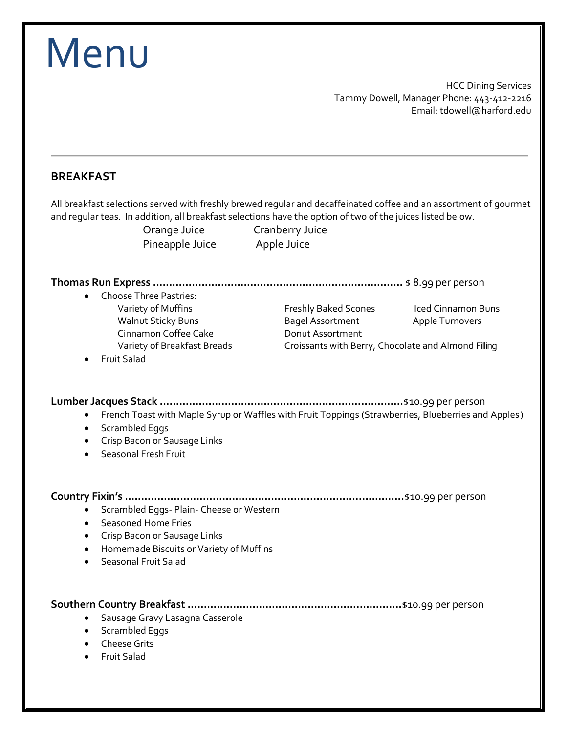# Menu

HCC Dining Services
Tammy Dowell, Manager Phone: 443-412-2216
Email: tdowell@harford.edu

---

## BREAKFAST

All breakfast selections served with freshly brewed regular and decaffeinated coffee and an assortment of gourmet and regular teas. In addition, all breakfast selections have the option of two of the juices listed below.

Orange Juice　　Cranberry Juice
Pineapple Juice　　Apple Juice

**Thomas Run Express** ............................................................................. $ 8.99 per person

- Choose Three Pastries:
  - Variety of Muffins
  - Walnut Sticky Buns
  - Cinnamon Coffee Cake
  - Variety of Breakfast Breads
  - Freshly Baked Scones
  - Bagel Assortment
  - Donut Assortment
  - Croissants with Berry, Chocolate and Almond Filling
  - Iced Cinnamon Buns
  - Apple Turnovers
- Fruit Salad

**Lumber Jacques Stack** ...........................................................................$10.99 per person

- French Toast with Maple Syrup or Waffles with Fruit Toppings (Strawberries, Blueberries and Apples)
- Scrambled Eggs
- Crisp Bacon or Sausage Links
- Seasonal Fresh Fruit

**Country Fixin's** .....................................................................................$10.99 per person

- Scrambled Eggs- Plain- Cheese or Western
- Seasoned Home Fries
- Crisp Bacon or Sausage Links
- Homemade Biscuits or Variety of Muffins
- Seasonal Fruit Salad

**Southern Country Breakfast** ..................................................................$10.99 per person

- Sausage Gravy Lasagna Casserole
- Scrambled Eggs
- Cheese Grits
- Fruit Salad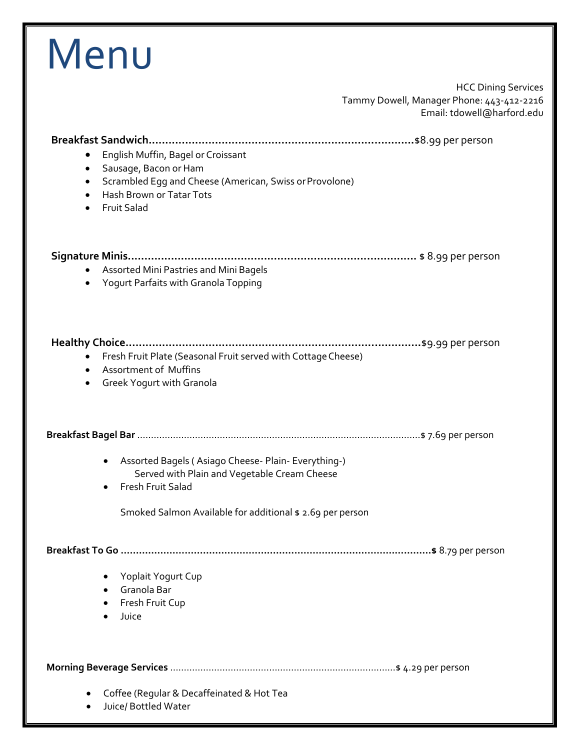# Menu

HCC Dining Services
Tammy Dowell, Manager Phone: 443-412-2216
Email: tdowell@harford.edu

**Breakfast Sandwich**.................................................................................$8.99 per person

- English Muffin, Bagel or Croissant
- Sausage, Bacon or Ham
- Scrambled Egg and Cheese (American, Swiss or Provolone)
- Hash Brown or Tatar Tots
- Fruit Salad

**Signature Minis**........................................................................................ $ 8.99 per person

- Assorted Mini Pastries and Mini Bagels
- Yogurt Parfaits with Granola Topping

**Healthy Choice**..........................................................................................$9.99 per person

- Fresh Fruit Plate (Seasonal Fruit served with Cottage Cheese)
- Assortment of Muffins
- Greek Yogurt with Granola

**Breakfast Bagel Bar** ......................................................................................................$ 7.69 per person

- Assorted Bagels ( Asiago Cheese- Plain- Everything-)
  Served with Plain and Vegetable Cream Cheese
- Fresh Fruit Salad

Smoked Salmon Available for additional $ 2.69 per person

**Breakfast To Go** ........................................................................................................$ 8.79 per person

- Yoplait Yogurt Cup
- Granola Bar
- Fresh Fruit Cup
- Juice

**Morning Beverage Services** .................................................................................$ 4.29 per person

- Coffee (Regular & Decaffeinated & Hot Tea
- Juice/ Bottled Water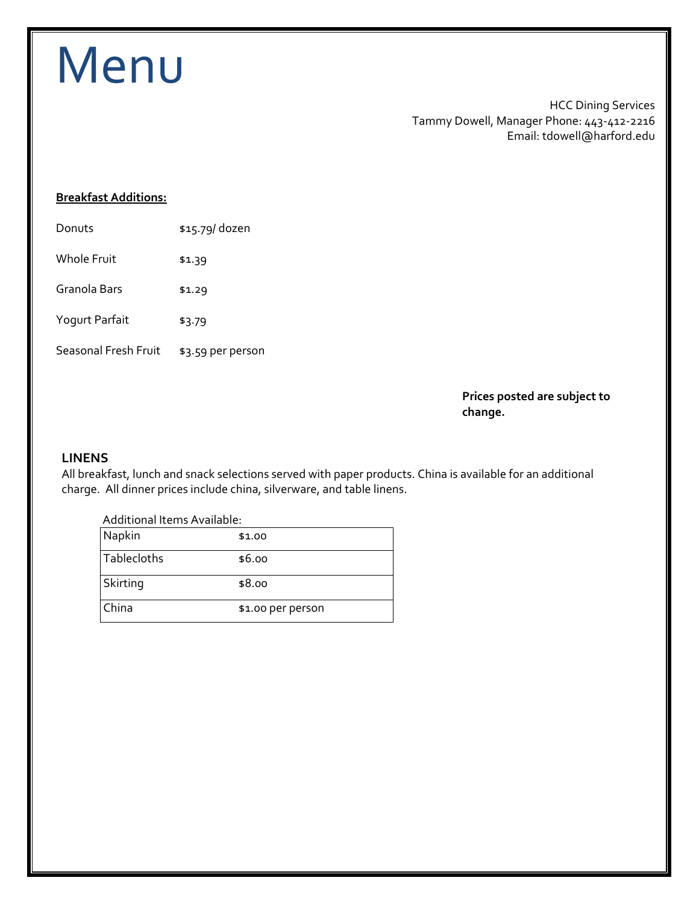# Menu

HCC Dining Services
Tammy Dowell, Manager Phone: 443-412-2216
Email: tdowell@harford.edu

**Breakfast Additions:**

| | |
|---|---|
| Donuts | $15.79/ dozen |
| Whole Fruit | $1.39 |
| Granola Bars | $1.29 |
| Yogurt Parfait | $3.79 |
| Seasonal Fresh Fruit | $3.59 per person |

**Prices posted are subject to change.**

## LINENS

All breakfast, lunch and snack selections served with paper products. China is available for an additional charge. All dinner prices include china, silverware, and table linens.

Additional Items Available:

| | |
|---|---|
| Napkin | $1.00 |
| Tablecloths | $6.00 |
| Skirting | $8.00 |
| China | $1.00 per person |